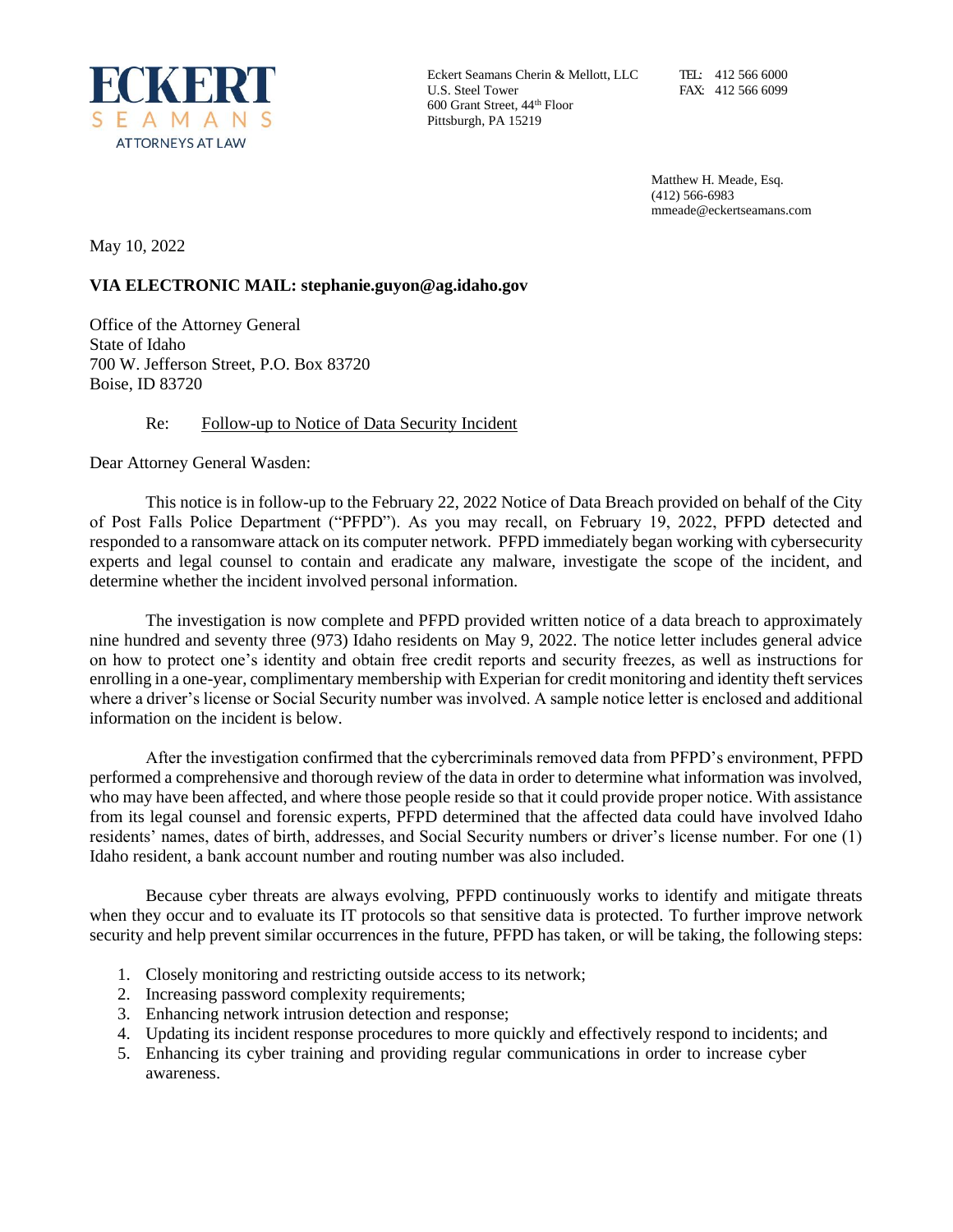**ECKERT SEAMANS**
ATTORNEYS AT LAW

Eckert Seamans Cherin & Mellott, LLC
U.S. Steel Tower
600 Grant Street, 44th Floor
Pittsburgh, PA 15219

TEL: 412 566 6000
FAX: 412 566 6099

Matthew H. Meade, Esq.
(412) 566-6983
mmeade@eckertseamans.com

May 10, 2022

**VIA ELECTRONIC MAIL: stephanie.guyon@ag.idaho.gov**

Office of the Attorney General
State of Idaho
700 W. Jefferson Street, P.O. Box 83720
Boise, ID 83720

Re: Follow-up to Notice of Data Security Incident

Dear Attorney General Wasden:

This notice is in follow-up to the February 22, 2022 Notice of Data Breach provided on behalf of the City of Post Falls Police Department ("PFPD"). As you may recall, on February 19, 2022, PFPD detected and responded to a ransomware attack on its computer network. PFPD immediately began working with cybersecurity experts and legal counsel to contain and eradicate any malware, investigate the scope of the incident, and determine whether the incident involved personal information.

The investigation is now complete and PFPD provided written notice of a data breach to approximately nine hundred and seventy three (973) Idaho residents on May 9, 2022. The notice letter includes general advice on how to protect one's identity and obtain free credit reports and security freezes, as well as instructions for enrolling in a one-year, complimentary membership with Experian for credit monitoring and identity theft services where a driver's license or Social Security number was involved. A sample notice letter is enclosed and additional information on the incident is below.

After the investigation confirmed that the cybercriminals removed data from PFPD's environment, PFPD performed a comprehensive and thorough review of the data in order to determine what information was involved, who may have been affected, and where those people reside so that it could provide proper notice. With assistance from its legal counsel and forensic experts, PFPD determined that the affected data could have involved Idaho residents' names, dates of birth, addresses, and Social Security numbers or driver's license number. For one (1) Idaho resident, a bank account number and routing number was also included.

Because cyber threats are always evolving, PFPD continuously works to identify and mitigate threats when they occur and to evaluate its IT protocols so that sensitive data is protected. To further improve network security and help prevent similar occurrences in the future, PFPD has taken, or will be taking, the following steps:

1. Closely monitoring and restricting outside access to its network;
2. Increasing password complexity requirements;
3. Enhancing network intrusion detection and response;
4. Updating its incident response procedures to more quickly and effectively respond to incidents; and
5. Enhancing its cyber training and providing regular communications in order to increase cyber awareness.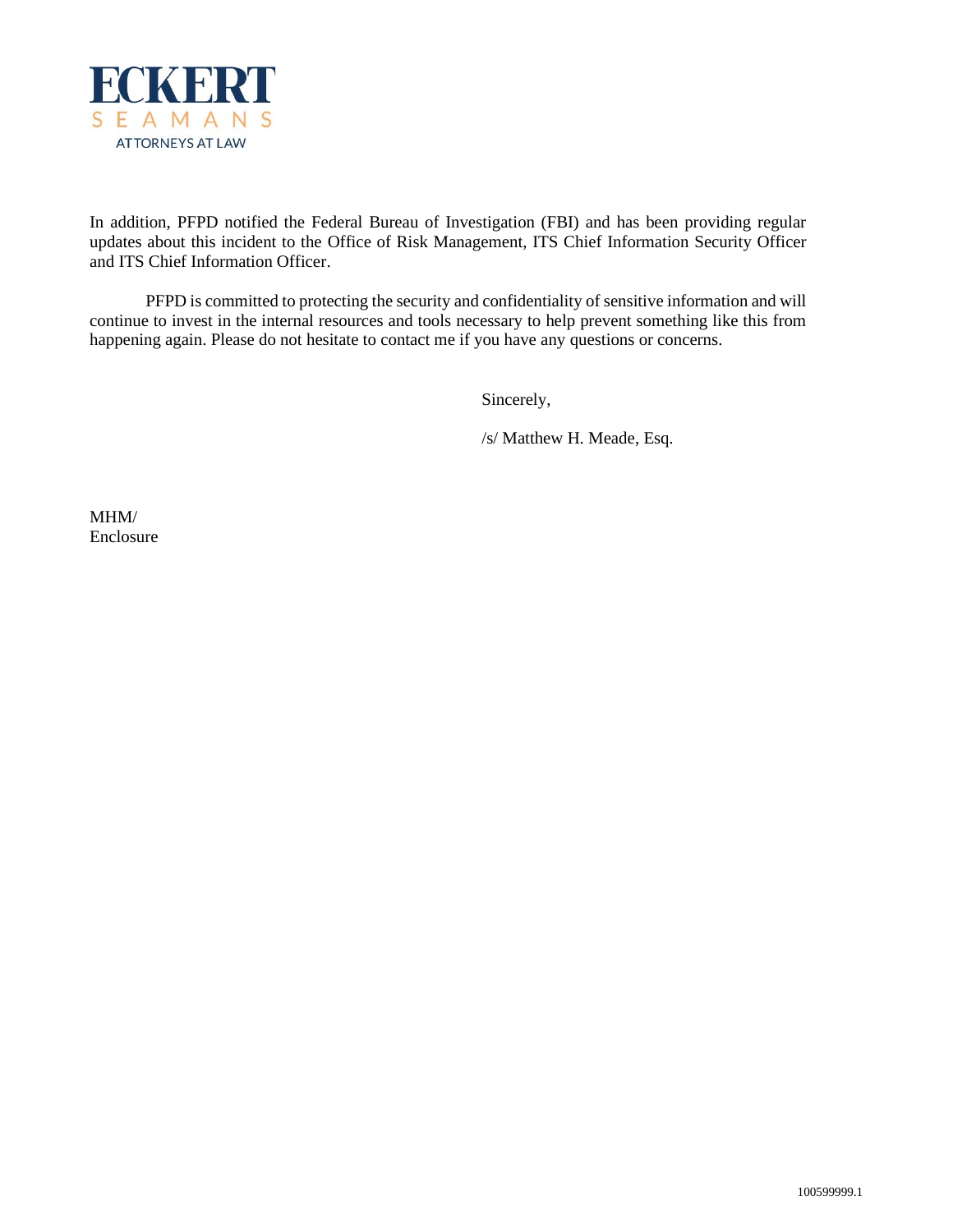In addition, PFPD notified the Federal Bureau of Investigation (FBI) and has been providing regular updates about this incident to the Office of Risk Management, ITS Chief Information Security Officer and ITS Chief Information Officer.

PFPD is committed to protecting the security and confidentiality of sensitive information and will continue to invest in the internal resources and tools necessary to help prevent something like this from happening again. Please do not hesitate to contact me if you have any questions or concerns.

Sincerely,

/s/ Matthew H. Meade, Esq.

MHM/
Enclosure

100599999.1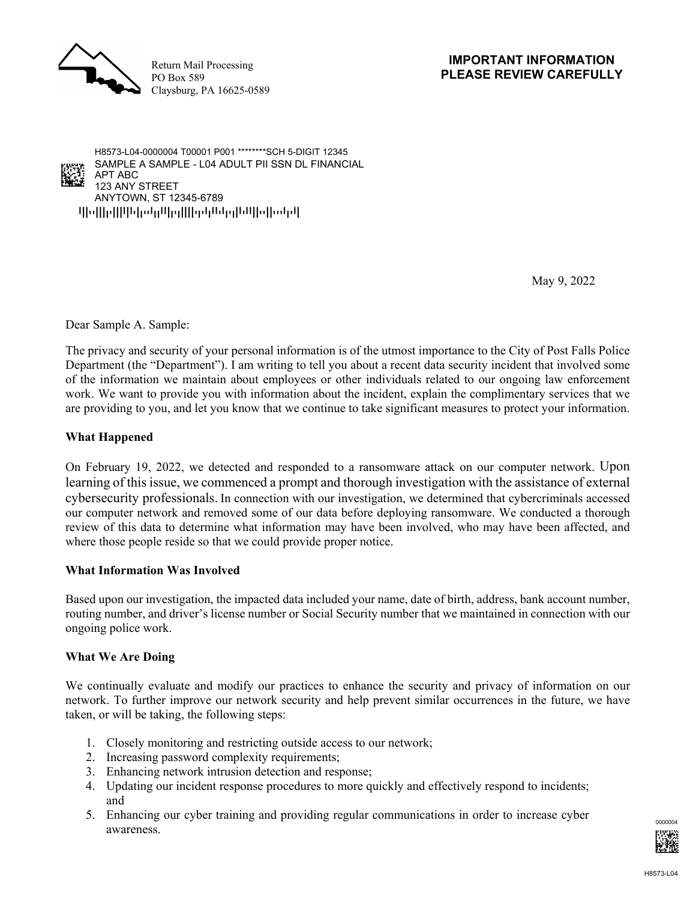Return Mail Processing
PO Box 589
Claysburg, PA 16625-0589

**IMPORTANT INFORMATION**
**PLEASE REVIEW CAREFULLY**

H8573-L04-0000004 T00001 P001 ********SCH 5-DIGIT 12345
SAMPLE A SAMPLE - L04 ADULT PII SSN DL FINANCIAL
APT ABC
123 ANY STREET
ANYTOWN, ST 12345-6789

May 9, 2022

Dear Sample A. Sample:

The privacy and security of your personal information is of the utmost importance to the City of Post Falls Police Department (the "Department"). I am writing to tell you about a recent data security incident that involved some of the information we maintain about employees or other individuals related to our ongoing law enforcement work. We want to provide you with information about the incident, explain the complimentary services that we are providing to you, and let you know that we continue to take significant measures to protect your information.

**What Happened**

On February 19, 2022, we detected and responded to a ransomware attack on our computer network. Upon learning of this issue, we commenced a prompt and thorough investigation with the assistance of external cybersecurity professionals. In connection with our investigation, we determined that cybercriminals accessed our computer network and removed some of our data before deploying ransomware. We conducted a thorough review of this data to determine what information may have been involved, who may have been affected, and where those people reside so that we could provide proper notice.

**What Information Was Involved**

Based upon our investigation, the impacted data included your name, date of birth, address, bank account number, routing number, and driver's license number or Social Security number that we maintained in connection with our ongoing police work.

**What We Are Doing**

We continually evaluate and modify our practices to enhance the security and privacy of information on our network. To further improve our network security and help prevent similar occurrences in the future, we have taken, or will be taking, the following steps:

1. Closely monitoring and restricting outside access to our network;
2. Increasing password complexity requirements;
3. Enhancing network intrusion detection and response;
4. Updating our incident response procedures to more quickly and effectively respond to incidents; and
5. Enhancing our cyber training and providing regular communications in order to increase cyber awareness.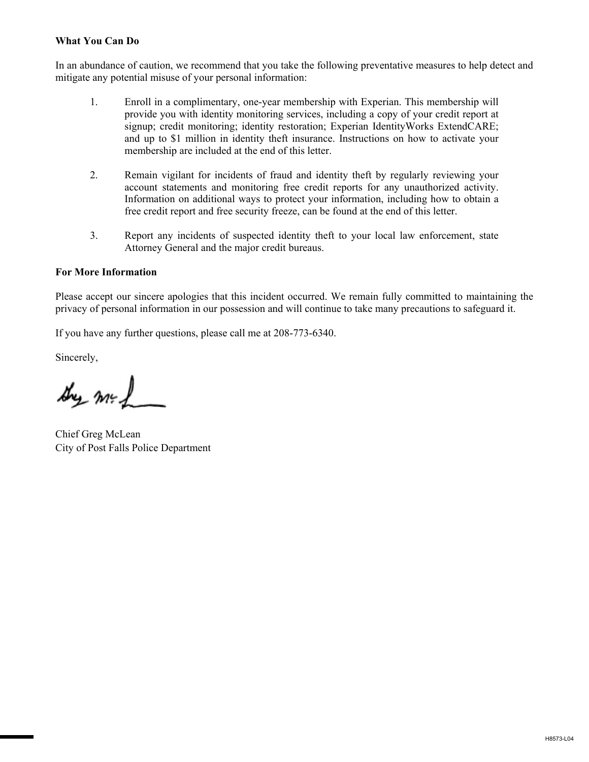**What You Can Do**

In an abundance of caution, we recommend that you take the following preventative measures to help detect and mitigate any potential misuse of your personal information:

1. Enroll in a complimentary, one-year membership with Experian. This membership will provide you with identity monitoring services, including a copy of your credit report at signup; credit monitoring; identity restoration; Experian IdentityWorks ExtendCARE; and up to $1 million in identity theft insurance. Instructions on how to activate your membership are included at the end of this letter.

2. Remain vigilant for incidents of fraud and identity theft by regularly reviewing your account statements and monitoring free credit reports for any unauthorized activity. Information on additional ways to protect your information, including how to obtain a free credit report and free security freeze, can be found at the end of this letter.

3. Report any incidents of suspected identity theft to your local law enforcement, state Attorney General and the major credit bureaus.

**For More Information**

Please accept our sincere apologies that this incident occurred. We remain fully committed to maintaining the privacy of personal information in our possession and will continue to take many precautions to safeguard it.

If you have any further questions, please call me at 208-773-6340.

Sincerely,

Chief Greg McLean
City of Post Falls Police Department

H8573-L04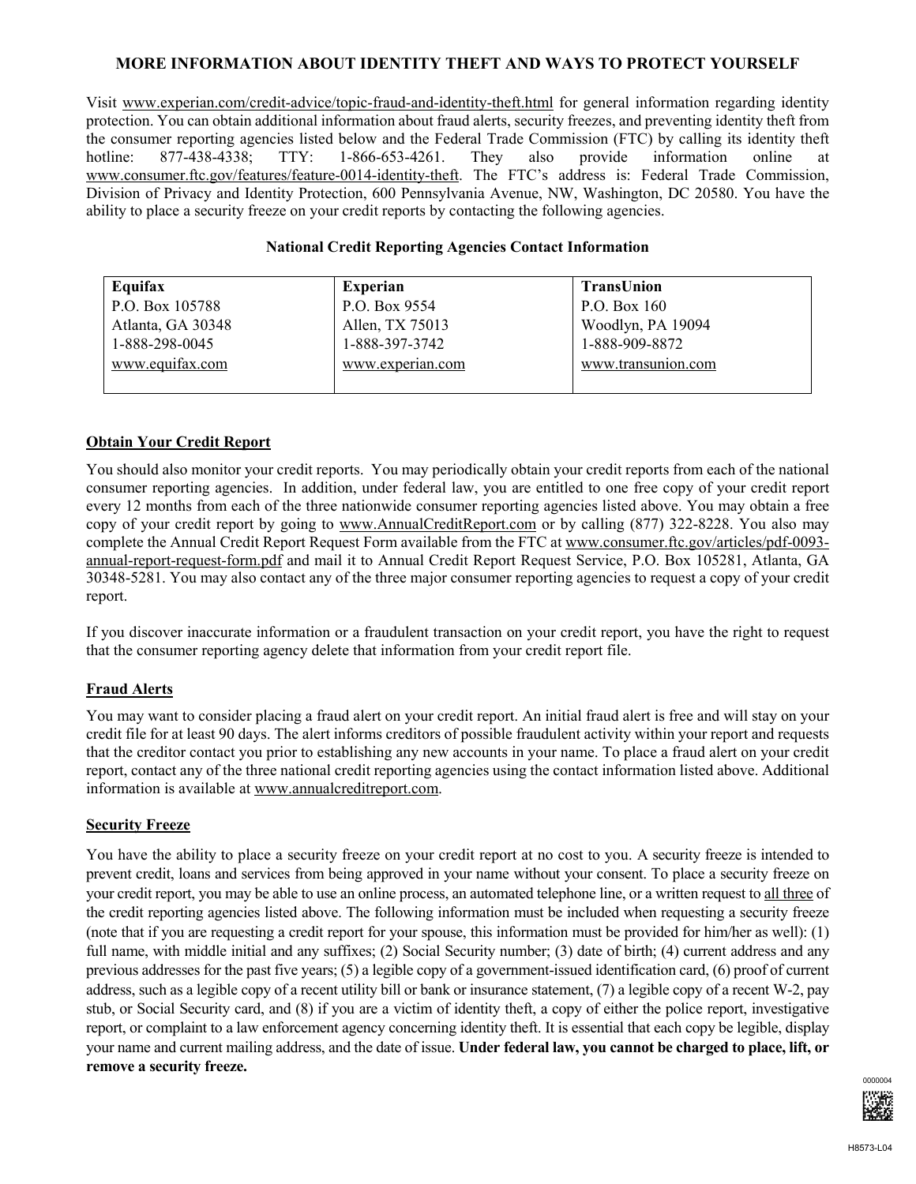# MORE INFORMATION ABOUT IDENTITY THEFT AND WAYS TO PROTECT YOURSELF

Visit www.experian.com/credit-advice/topic-fraud-and-identity-theft.html for general information regarding identity protection. You can obtain additional information about fraud alerts, security freezes, and preventing identity theft from the consumer reporting agencies listed below and the Federal Trade Commission (FTC) by calling its identity theft hotline: 877-438-4338; TTY: 1-866-653-4261. They also provide information online at www.consumer.ftc.gov/features/feature-0014-identity-theft. The FTC's address is: Federal Trade Commission, Division of Privacy and Identity Protection, 600 Pennsylvania Avenue, NW, Washington, DC 20580. You have the ability to place a security freeze on your credit reports by contacting the following agencies.

**National Credit Reporting Agencies Contact Information**

| **Equifax** | **Experian** | **TransUnion** |
|---|---|---|
| P.O. Box 105788 | P.O. Box 9554 | P.O. Box 160 |
| Atlanta, GA 30348 | Allen, TX 75013 | Woodlyn, PA 19094 |
| 1-888-298-0045 | 1-888-397-3742 | 1-888-909-8872 |
| www.equifax.com | www.experian.com | www.transunion.com |

## Obtain Your Credit Report

You should also monitor your credit reports. You may periodically obtain your credit reports from each of the national consumer reporting agencies. In addition, under federal law, you are entitled to one free copy of your credit report every 12 months from each of the three nationwide consumer reporting agencies listed above. You may obtain a free copy of your credit report by going to www.AnnualCreditReport.com or by calling (877) 322-8228. You also may complete the Annual Credit Report Request Form available from the FTC at www.consumer.ftc.gov/articles/pdf-0093-annual-report-request-form.pdf and mail it to Annual Credit Report Request Service, P.O. Box 105281, Atlanta, GA 30348-5281. You may also contact any of the three major consumer reporting agencies to request a copy of your credit report.

If you discover inaccurate information or a fraudulent transaction on your credit report, you have the right to request that the consumer reporting agency delete that information from your credit report file.

## Fraud Alerts

You may want to consider placing a fraud alert on your credit report. An initial fraud alert is free and will stay on your credit file for at least 90 days. The alert informs creditors of possible fraudulent activity within your report and requests that the creditor contact you prior to establishing any new accounts in your name. To place a fraud alert on your credit report, contact any of the three national credit reporting agencies using the contact information listed above. Additional information is available at www.annualcreditreport.com.

## Security Freeze

You have the ability to place a security freeze on your credit report at no cost to you. A security freeze is intended to prevent credit, loans and services from being approved in your name without your consent. To place a security freeze on your credit report, you may be able to use an online process, an automated telephone line, or a written request to all three of the credit reporting agencies listed above. The following information must be included when requesting a security freeze (note that if you are requesting a credit report for your spouse, this information must be provided for him/her as well): (1) full name, with middle initial and any suffixes; (2) Social Security number; (3) date of birth; (4) current address and any previous addresses for the past five years; (5) a legible copy of a government-issued identification card, (6) proof of current address, such as a legible copy of a recent utility bill or bank or insurance statement, (7) a legible copy of a recent W-2, pay stub, or Social Security card, and (8) if you are a victim of identity theft, a copy of either the police report, investigative report, or complaint to a law enforcement agency concerning identity theft. It is essential that each copy be legible, display your name and current mailing address, and the date of issue. **Under federal law, you cannot be charged to place, lift, or remove a security freeze.**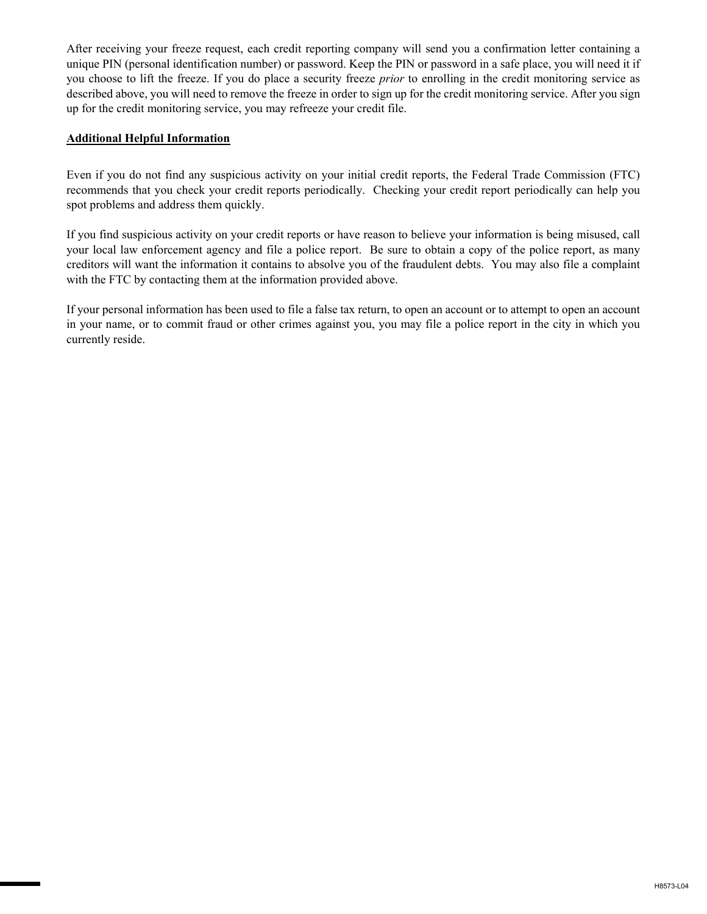After receiving your freeze request, each credit reporting company will send you a confirmation letter containing a unique PIN (personal identification number) or password. Keep the PIN or password in a safe place, you will need it if you choose to lift the freeze. If you do place a security freeze *prior* to enrolling in the credit monitoring service as described above, you will need to remove the freeze in order to sign up for the credit monitoring service. After you sign up for the credit monitoring service, you may refreeze your credit file.

**Additional Helpful Information**

Even if you do not find any suspicious activity on your initial credit reports, the Federal Trade Commission (FTC) recommends that you check your credit reports periodically. Checking your credit report periodically can help you spot problems and address them quickly.

If you find suspicious activity on your credit reports or have reason to believe your information is being misused, call your local law enforcement agency and file a police report. Be sure to obtain a copy of the police report, as many creditors will want the information it contains to absolve you of the fraudulent debts. You may also file a complaint with the FTC by contacting them at the information provided above.

If your personal information has been used to file a false tax return, to open an account or to attempt to open an account in your name, or to commit fraud or other crimes against you, you may file a police report in the city in which you currently reside.

H8573-L04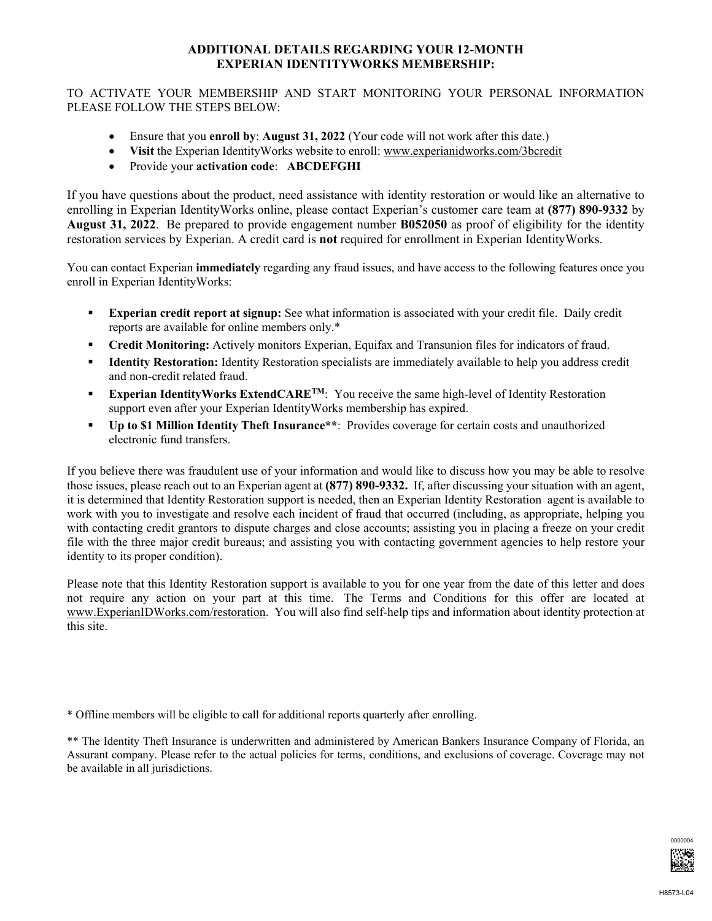**ADDITIONAL DETAILS REGARDING YOUR 12-MONTH EXPERIAN IDENTITYWORKS MEMBERSHIP:**

TO ACTIVATE YOUR MEMBERSHIP AND START MONITORING YOUR PERSONAL INFORMATION PLEASE FOLLOW THE STEPS BELOW:

- Ensure that you **enroll by**: **August 31, 2022** (Your code will not work after this date.)
- **Visit** the Experian IdentityWorks website to enroll: www.experianidworks.com/3bcredit
- Provide your **activation code**: **ABCDEFGHI**

If you have questions about the product, need assistance with identity restoration or would like an alternative to enrolling in Experian IdentityWorks online, please contact Experian's customer care team at **(877) 890-9332** by **August 31, 2022**. Be prepared to provide engagement number **B052050** as proof of eligibility for the identity restoration services by Experian. A credit card is **not** required for enrollment in Experian IdentityWorks.

You can contact Experian **immediately** regarding any fraud issues, and have access to the following features once you enroll in Experian IdentityWorks:

- **Experian credit report at signup:** See what information is associated with your credit file. Daily credit reports are available for online members only.*
- **Credit Monitoring:** Actively monitors Experian, Equifax and Transunion files for indicators of fraud.
- **Identity Restoration:** Identity Restoration specialists are immediately available to help you address credit and non-credit related fraud.
- **Experian IdentityWorks ExtendCARE™**: You receive the same high-level of Identity Restoration support even after your Experian IdentityWorks membership has expired.
- **Up to $1 Million Identity Theft Insurance****: Provides coverage for certain costs and unauthorized electronic fund transfers.

If you believe there was fraudulent use of your information and would like to discuss how you may be able to resolve those issues, please reach out to an Experian agent at **(877) 890-9332.** If, after discussing your situation with an agent, it is determined that Identity Restoration support is needed, then an Experian Identity Restoration agent is available to work with you to investigate and resolve each incident of fraud that occurred (including, as appropriate, helping you with contacting credit grantors to dispute charges and close accounts; assisting you in placing a freeze on your credit file with the three major credit bureaus; and assisting you with contacting government agencies to help restore your identity to its proper condition).

Please note that this Identity Restoration support is available to you for one year from the date of this letter and does not require any action on your part at this time. The Terms and Conditions for this offer are located at www.ExperianIDWorks.com/restoration. You will also find self-help tips and information about identity protection at this site.

* Offline members will be eligible to call for additional reports quarterly after enrolling.

** The Identity Theft Insurance is underwritten and administered by American Bankers Insurance Company of Florida, an Assurant company. Please refer to the actual policies for terms, conditions, and exclusions of coverage. Coverage may not be available in all jurisdictions.